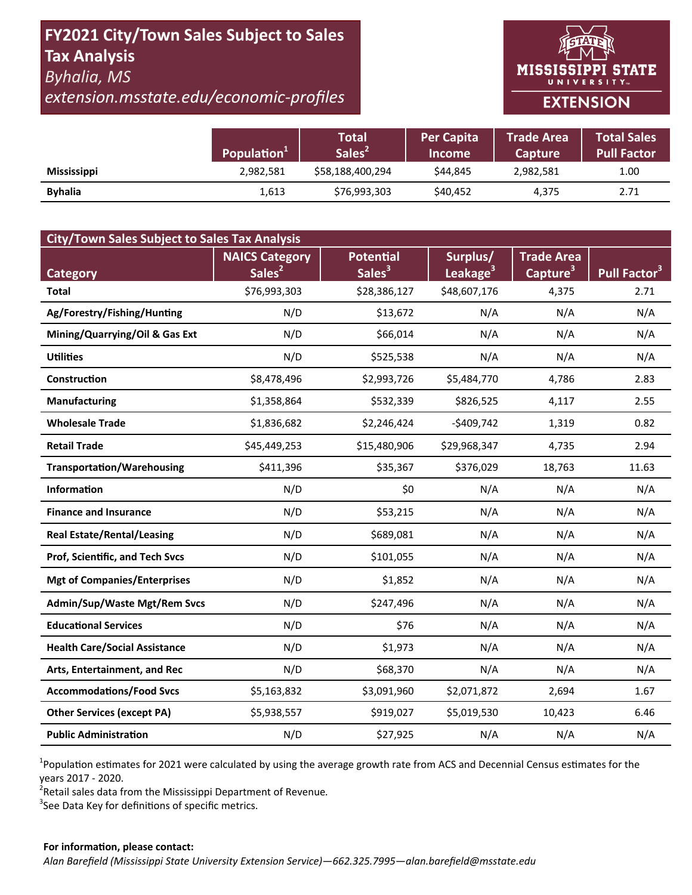# FY2021 City/Town Sales Subject to Sales Tax Analysis

*Byhalia, MS*

*extension.msstate.edu/economic-profiles*

MISSISSIPPI STATE UNIVERSITY EXTENSION

| | Population[1] | Total Sales[2] | Per Capita Income | Trade Area Capture | Total Sales Pull Factor |
|---|---|---|---|---|---|
| **Mississippi** | 2,982,581 | $58,188,400,294 | $44,845 | 2,982,581 | 1.00 |
| **Byhalia** | 1,613 | $76,993,303 | $40,452 | 4,375 | 2.71 |

## City/Town Sales Subject to Sales Tax Analysis

| Category | NAICS Category Sales[2] | Potential Sales[3] | Surplus/ Leakage[3] | Trade Area Capture[3] | Pull Factor[3] |
|---|---|---|---|---|---|
| **Total** | $76,993,303 | $28,386,127 | $48,607,176 | 4,375 | 2.71 |
| **Ag/Forestry/Fishing/Hunting** | N/D | $13,672 | N/A | N/A | N/A |
| **Mining/Quarrying/Oil & Gas Ext** | N/D | $66,014 | N/A | N/A | N/A |
| **Utilities** | N/D | $525,538 | N/A | N/A | N/A |
| **Construction** | $8,478,496 | $2,993,726 | $5,484,770 | 4,786 | 2.83 |
| **Manufacturing** | $1,358,864 | $532,339 | $826,525 | 4,117 | 2.55 |
| **Wholesale Trade** | $1,836,682 | $2,246,424 | -$409,742 | 1,319 | 0.82 |
| **Retail Trade** | $45,449,253 | $15,480,906 | $29,968,347 | 4,735 | 2.94 |
| **Transportation/Warehousing** | $411,396 | $35,367 | $376,029 | 18,763 | 11.63 |
| **Information** | N/D | $0 | N/A | N/A | N/A |
| **Finance and Insurance** | N/D | $53,215 | N/A | N/A | N/A |
| **Real Estate/Rental/Leasing** | N/D | $689,081 | N/A | N/A | N/A |
| **Prof, Scientific, and Tech Svcs** | N/D | $101,055 | N/A | N/A | N/A |
| **Mgt of Companies/Enterprises** | N/D | $1,852 | N/A | N/A | N/A |
| **Admin/Sup/Waste Mgt/Rem Svcs** | N/D | $247,496 | N/A | N/A | N/A |
| **Educational Services** | N/D | $76 | N/A | N/A | N/A |
| **Health Care/Social Assistance** | N/D | $1,973 | N/A | N/A | N/A |
| **Arts, Entertainment, and Rec** | N/D | $68,370 | N/A | N/A | N/A |
| **Accommodations/Food Svcs** | $5,163,832 | $3,091,960 | $2,071,872 | 2,694 | 1.67 |
| **Other Services (except PA)** | $5,938,557 | $919,027 | $5,019,530 | 10,423 | 6.46 |
| **Public Administration** | N/D | $27,925 | N/A | N/A | N/A |

[1]Population estimates for 2021 were calculated by using the average growth rate from ACS and Decennial Census estimates for the years 2017 - 2020.

[2]Retail sales data from the Mississippi Department of Revenue.

[3]See Data Key for definitions of specific metrics.

**For information, please contact:**

*Alan Barefield (Mississippi State University Extension Service)—662.325.7995—alan.barefield@msstate.edu*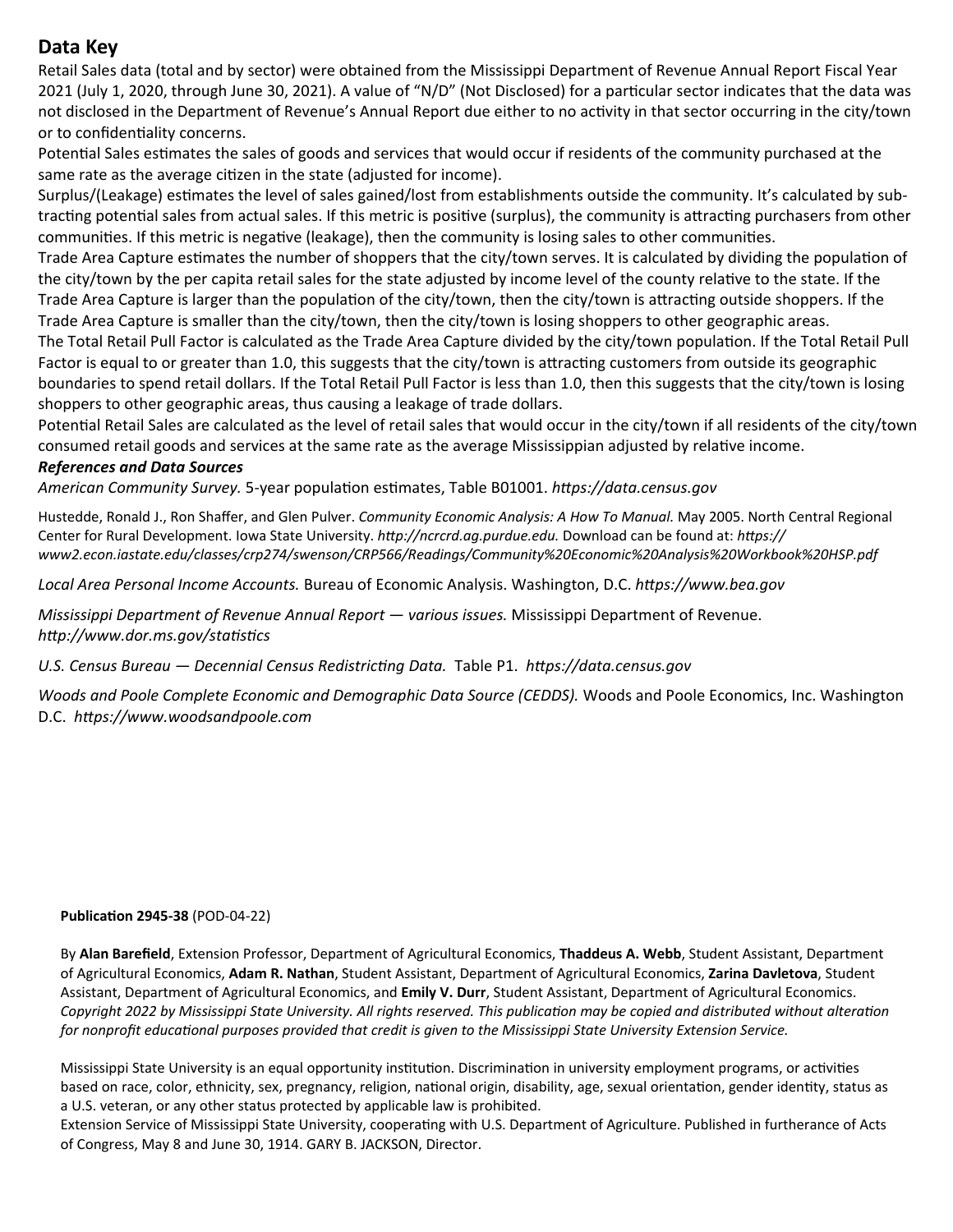## Data Key

Retail Sales data (total and by sector) were obtained from the Mississippi Department of Revenue Annual Report Fiscal Year 2021 (July 1, 2020, through June 30, 2021). A value of "N/D" (Not Disclosed) for a particular sector indicates that the data was not disclosed in the Department of Revenue's Annual Report due either to no activity in that sector occurring in the city/town or to confidentiality concerns.

Potential Sales estimates the sales of goods and services that would occur if residents of the community purchased at the same rate as the average citizen in the state (adjusted for income).

Surplus/(Leakage) estimates the level of sales gained/lost from establishments outside the community. It's calculated by subtracting potential sales from actual sales. If this metric is positive (surplus), the community is attracting purchasers from other communities. If this metric is negative (leakage), then the community is losing sales to other communities.

Trade Area Capture estimates the number of shoppers that the city/town serves. It is calculated by dividing the population of the city/town by the per capita retail sales for the state adjusted by income level of the county relative to the state. If the Trade Area Capture is larger than the population of the city/town, then the city/town is attracting outside shoppers. If the Trade Area Capture is smaller than the city/town, then the city/town is losing shoppers to other geographic areas.

The Total Retail Pull Factor is calculated as the Trade Area Capture divided by the city/town population. If the Total Retail Pull Factor is equal to or greater than 1.0, this suggests that the city/town is attracting customers from outside its geographic boundaries to spend retail dollars. If the Total Retail Pull Factor is less than 1.0, then this suggests that the city/town is losing shoppers to other geographic areas, thus causing a leakage of trade dollars.

Potential Retail Sales are calculated as the level of retail sales that would occur in the city/town if all residents of the city/town consumed retail goods and services at the same rate as the average Mississippian adjusted by relative income.

### *References and Data Sources*

*American Community Survey.* 5-year population estimates, Table B01001. *https://data.census.gov*

Hustedde, Ronald J., Ron Shaffer, and Glen Pulver. *Community Economic Analysis: A How To Manual.* May 2005. North Central Regional Center for Rural Development. Iowa State University. *http://ncrcrd.ag.purdue.edu.* Download can be found at: *https://www2.econ.iastate.edu/classes/crp274/swenson/CRP566/Readings/Community%20Economic%20Analysis%20Workbook%20HSP.pdf*

*Local Area Personal Income Accounts.* Bureau of Economic Analysis. Washington, D.C. *https://www.bea.gov*

*Mississippi Department of Revenue Annual Report — various issues.* Mississippi Department of Revenue. *http://www.dor.ms.gov/statistics*

*U.S. Census Bureau — Decennial Census Redistricting Data.* Table P1. *https://data.census.gov*

*Woods and Poole Complete Economic and Demographic Data Source (CEDDS).* Woods and Poole Economics, Inc. Washington D.C. *https://www.woodsandpoole.com*

**Publication 2945-38** (POD-04-22)

By **Alan Barefield**, Extension Professor, Department of Agricultural Economics, **Thaddeus A. Webb**, Student Assistant, Department of Agricultural Economics, **Adam R. Nathan**, Student Assistant, Department of Agricultural Economics, **Zarina Davletova**, Student Assistant, Department of Agricultural Economics, and **Emily V. Durr**, Student Assistant, Department of Agricultural Economics. *Copyright 2022 by Mississippi State University. All rights reserved. This publication may be copied and distributed without alteration for nonprofit educational purposes provided that credit is given to the Mississippi State University Extension Service.*

Mississippi State University is an equal opportunity institution. Discrimination in university employment programs, or activities based on race, color, ethnicity, sex, pregnancy, religion, national origin, disability, age, sexual orientation, gender identity, status as a U.S. veteran, or any other status protected by applicable law is prohibited.

Extension Service of Mississippi State University, cooperating with U.S. Department of Agriculture. Published in furtherance of Acts of Congress, May 8 and June 30, 1914. GARY B. JACKSON, Director.